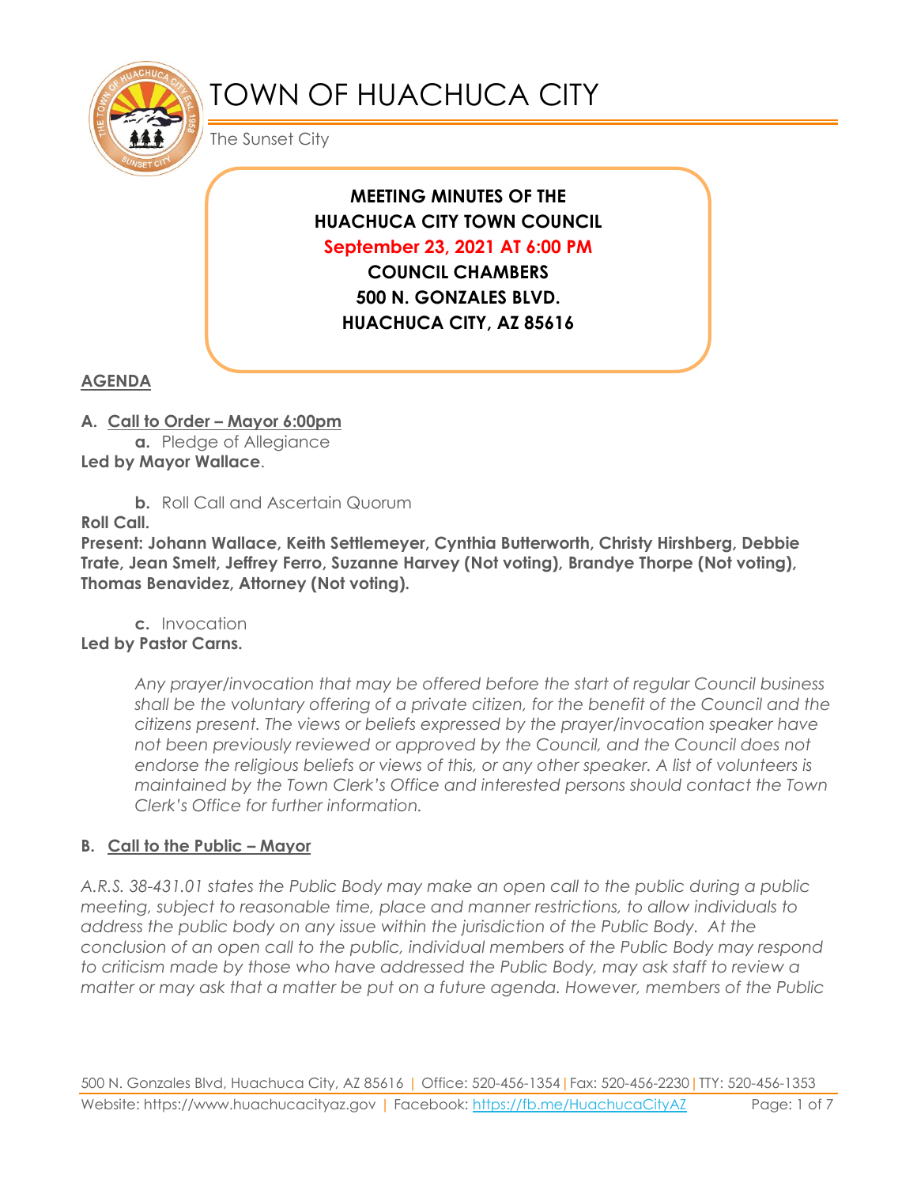# TOWN OF HUACHUCA CITY

The Sunset City

**MEETING MINUTES OF THE**
**HUACHUCA CITY TOWN COUNCIL**
**September 23, 2021 AT 6:00 PM**
**COUNCIL CHAMBERS**
**500 N. GONZALES BLVD.**
**HUACHUCA CITY, AZ 85616**

## AGENDA

**A. Call to Order – Mayor 6:00pm**

**a.** Pledge of Allegiance

**Led by Mayor Wallace**.

**b.** Roll Call and Ascertain Quorum

**Roll Call.**

**Present: Johann Wallace, Keith Settlemeyer, Cynthia Butterworth, Christy Hirshberg, Debbie Trate, Jean Smelt, Jeffrey Ferro, Suzanne Harvey (Not voting), Brandye Thorpe (Not voting), Thomas Benavidez, Attorney (Not voting).**

**c.** Invocation

**Led by Pastor Carns.**

*Any prayer/invocation that may be offered before the start of regular Council business shall be the voluntary offering of a private citizen, for the benefit of the Council and the citizens present. The views or beliefs expressed by the prayer/invocation speaker have not been previously reviewed or approved by the Council, and the Council does not endorse the religious beliefs or views of this, or any other speaker. A list of volunteers is maintained by the Town Clerk's Office and interested persons should contact the Town Clerk's Office for further information.*

**B. Call to the Public – Mayor**

*A.R.S. 38-431.01 states the Public Body may make an open call to the public during a public meeting, subject to reasonable time, place and manner restrictions, to allow individuals to address the public body on any issue within the jurisdiction of the Public Body. At the conclusion of an open call to the public, individual members of the Public Body may respond to criticism made by those who have addressed the Public Body, may ask staff to review a matter or may ask that a matter be put on a future agenda. However, members of the Public*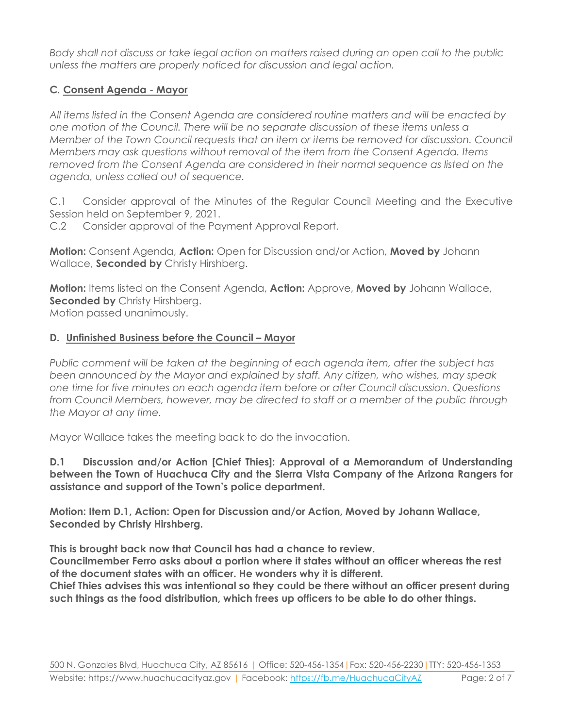*Body shall not discuss or take legal action on matters raised during an open call to the public unless the matters are properly noticed for discussion and legal action.*

### C. Consent Agenda - Mayor

*All items listed in the Consent Agenda are considered routine matters and will be enacted by one motion of the Council. There will be no separate discussion of these items unless a Member of the Town Council requests that an item or items be removed for discussion. Council Members may ask questions without removal of the item from the Consent Agenda. Items removed from the Consent Agenda are considered in their normal sequence as listed on the agenda, unless called out of sequence.*

C.1 Consider approval of the Minutes of the Regular Council Meeting and the Executive Session held on September 9, 2021.

C.2 Consider approval of the Payment Approval Report.

**Motion:** Consent Agenda, **Action:** Open for Discussion and/or Action, **Moved by** Johann Wallace, **Seconded by** Christy Hirshberg.

**Motion:** Items listed on the Consent Agenda, **Action:** Approve, **Moved by** Johann Wallace, **Seconded by** Christy Hirshberg.
Motion passed unanimously.

### D. Unfinished Business before the Council – Mayor

*Public comment will be taken at the beginning of each agenda item, after the subject has been announced by the Mayor and explained by staff. Any citizen, who wishes, may speak one time for five minutes on each agenda item before or after Council discussion. Questions from Council Members, however, may be directed to staff or a member of the public through the Mayor at any time.*

Mayor Wallace takes the meeting back to do the invocation.

**D.1 Discussion and/or Action [Chief Thies]: Approval of a Memorandum of Understanding between the Town of Huachuca City and the Sierra Vista Company of the Arizona Rangers for assistance and support of the Town's police department.**

**Motion: Item D.1, Action: Open for Discussion and/or Action, Moved by Johann Wallace, Seconded by Christy Hirshberg.**

**This is brought back now that Council has had a chance to review.**
**Councilmember Ferro asks about a portion where it states without an officer whereas the rest of the document states with an officer. He wonders why it is different.**
**Chief Thies advises this was intentional so they could be there without an officer present during such things as the food distribution, which frees up officers to be able to do other things.**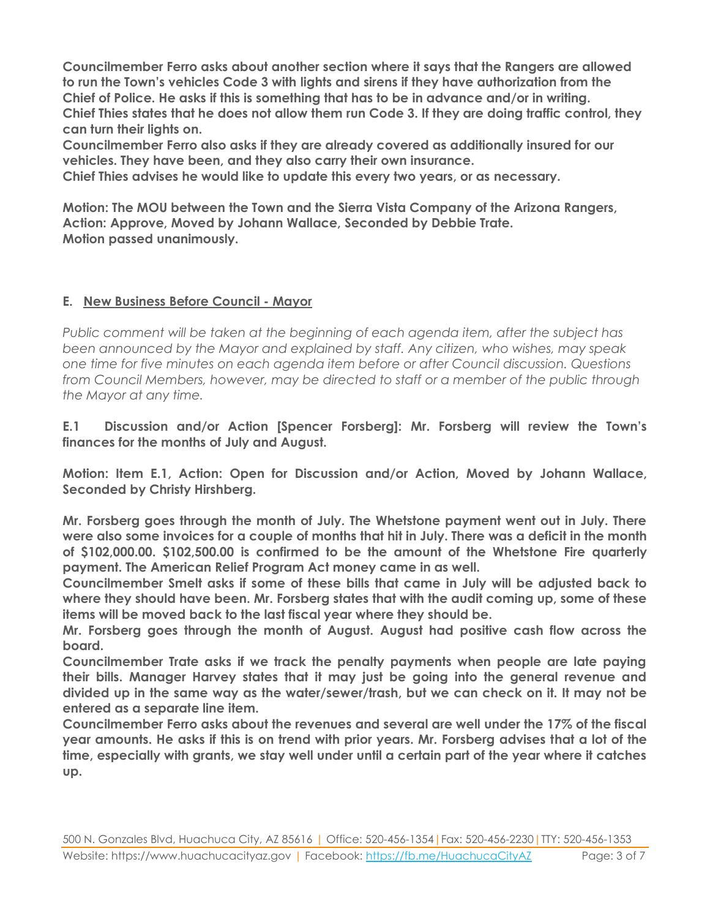**Councilmember Ferro asks about another section where it says that the Rangers are allowed to run the Town's vehicles Code 3 with lights and sirens if they have authorization from the Chief of Police. He asks if this is something that has to be in advance and/or in writing.**
**Chief Thies states that he does not allow them run Code 3. If they are doing traffic control, they can turn their lights on.**
**Councilmember Ferro also asks if they are already covered as additionally insured for our vehicles. They have been, and they also carry their own insurance.**
**Chief Thies advises he would like to update this every two years, or as necessary.**

**Motion: The MOU between the Town and the Sierra Vista Company of the Arizona Rangers, Action: Approve, Moved by Johann Wallace, Seconded by Debbie Trate.**
**Motion passed unanimously.**

## E. New Business Before Council - Mayor

*Public comment will be taken at the beginning of each agenda item, after the subject has been announced by the Mayor and explained by staff. Any citizen, who wishes, may speak one time for five minutes on each agenda item before or after Council discussion. Questions from Council Members, however, may be directed to staff or a member of the public through the Mayor at any time.*

**E.1 Discussion and/or Action [Spencer Forsberg]: Mr. Forsberg will review the Town's finances for the months of July and August.**

**Motion: Item E.1, Action: Open for Discussion and/or Action, Moved by Johann Wallace, Seconded by Christy Hirshberg.**

**Mr. Forsberg goes through the month of July. The Whetstone payment went out in July. There were also some invoices for a couple of months that hit in July. There was a deficit in the month of $102,000.00. $102,500.00 is confirmed to be the amount of the Whetstone Fire quarterly payment. The American Relief Program Act money came in as well.**
**Councilmember Smelt asks if some of these bills that came in July will be adjusted back to where they should have been. Mr. Forsberg states that with the audit coming up, some of these items will be moved back to the last fiscal year where they should be.**
**Mr. Forsberg goes through the month of August. August had positive cash flow across the board.**
**Councilmember Trate asks if we track the penalty payments when people are late paying their bills. Manager Harvey states that it may just be going into the general revenue and divided up in the same way as the water/sewer/trash, but we can check on it. It may not be entered as a separate line item.**
**Councilmember Ferro asks about the revenues and several are well under the 17% of the fiscal year amounts. He asks if this is on trend with prior years. Mr. Forsberg advises that a lot of the time, especially with grants, we stay well under until a certain part of the year where it catches up.**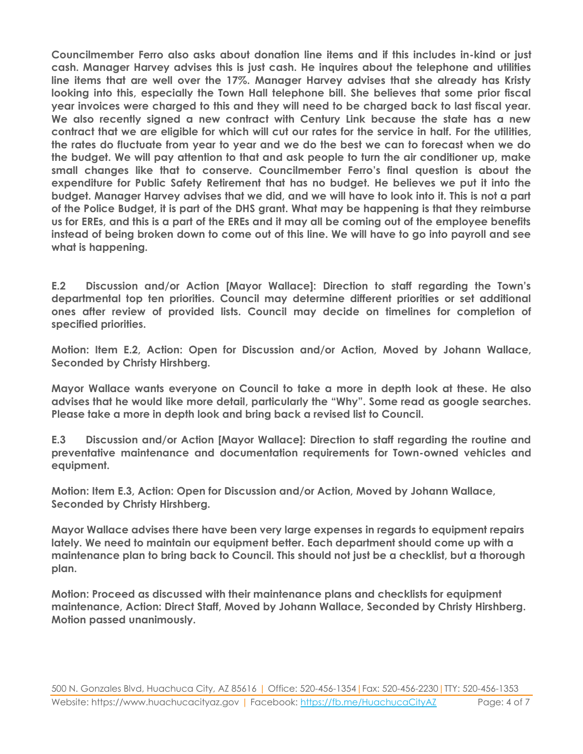**Councilmember Ferro also asks about donation line items and if this includes in-kind or just cash. Manager Harvey advises this is just cash. He inquires about the telephone and utilities line items that are well over the 17%. Manager Harvey advises that she already has Kristy looking into this, especially the Town Hall telephone bill. She believes that some prior fiscal year invoices were charged to this and they will need to be charged back to last fiscal year. We also recently signed a new contract with Century Link because the state has a new contract that we are eligible for which will cut our rates for the service in half. For the utilities, the rates do fluctuate from year to year and we do the best we can to forecast when we do the budget. We will pay attention to that and ask people to turn the air conditioner up, make small changes like that to conserve. Councilmember Ferro's final question is about the expenditure for Public Safety Retirement that has no budget. He believes we put it into the budget. Manager Harvey advises that we did, and we will have to look into it. This is not a part of the Police Budget, it is part of the DHS grant. What may be happening is that they reimburse us for EREs, and this is a part of the EREs and it may all be coming out of the employee benefits instead of being broken down to come out of this line. We will have to go into payroll and see what is happening.**

**E.2 Discussion and/or Action [Mayor Wallace]: Direction to staff regarding the Town's departmental top ten priorities. Council may determine different priorities or set additional ones after review of provided lists. Council may decide on timelines for completion of specified priorities.**

**Motion: Item E.2, Action: Open for Discussion and/or Action, Moved by Johann Wallace, Seconded by Christy Hirshberg.**

**Mayor Wallace wants everyone on Council to take a more in depth look at these. He also advises that he would like more detail, particularly the "Why". Some read as google searches. Please take a more in depth look and bring back a revised list to Council.**

**E.3 Discussion and/or Action [Mayor Wallace]: Direction to staff regarding the routine and preventative maintenance and documentation requirements for Town-owned vehicles and equipment.**

**Motion: Item E.3, Action: Open for Discussion and/or Action, Moved by Johann Wallace, Seconded by Christy Hirshberg.**

**Mayor Wallace advises there have been very large expenses in regards to equipment repairs lately. We need to maintain our equipment better. Each department should come up with a maintenance plan to bring back to Council. This should not just be a checklist, but a thorough plan.**

**Motion: Proceed as discussed with their maintenance plans and checklists for equipment maintenance, Action: Direct Staff, Moved by Johann Wallace, Seconded by Christy Hirshberg. Motion passed unanimously.**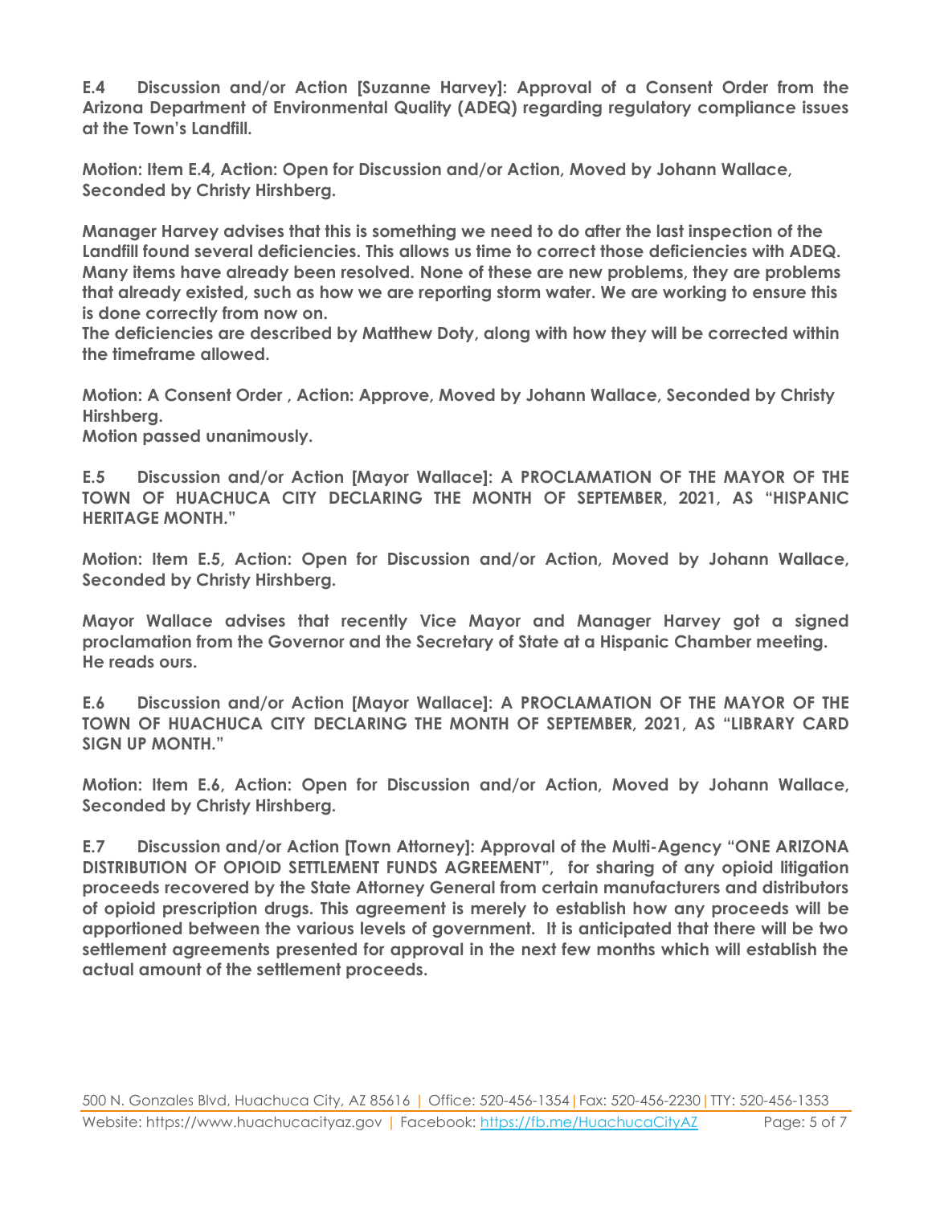**E.4 Discussion and/or Action [Suzanne Harvey]: Approval of a Consent Order from the Arizona Department of Environmental Quality (ADEQ) regarding regulatory compliance issues at the Town's Landfill.**

**Motion: Item E.4, Action: Open for Discussion and/or Action, Moved by Johann Wallace, Seconded by Christy Hirshberg.**

**Manager Harvey advises that this is something we need to do after the last inspection of the Landfill found several deficiencies. This allows us time to correct those deficiencies with ADEQ. Many items have already been resolved. None of these are new problems, they are problems that already existed, such as how we are reporting storm water. We are working to ensure this is done correctly from now on.**
**The deficiencies are described by Matthew Doty, along with how they will be corrected within the timeframe allowed.**

**Motion: A Consent Order , Action: Approve, Moved by Johann Wallace, Seconded by Christy Hirshberg.**
**Motion passed unanimously.**

**E.5 Discussion and/or Action [Mayor Wallace]: A PROCLAMATION OF THE MAYOR OF THE TOWN OF HUACHUCA CITY DECLARING THE MONTH OF SEPTEMBER, 2021, AS "HISPANIC HERITAGE MONTH."**

**Motion: Item E.5, Action: Open for Discussion and/or Action, Moved by Johann Wallace, Seconded by Christy Hirshberg.**

**Mayor Wallace advises that recently Vice Mayor and Manager Harvey got a signed proclamation from the Governor and the Secretary of State at a Hispanic Chamber meeting.**
**He reads ours.**

**E.6 Discussion and/or Action [Mayor Wallace]: A PROCLAMATION OF THE MAYOR OF THE TOWN OF HUACHUCA CITY DECLARING THE MONTH OF SEPTEMBER, 2021, AS "LIBRARY CARD SIGN UP MONTH."**

**Motion: Item E.6, Action: Open for Discussion and/or Action, Moved by Johann Wallace, Seconded by Christy Hirshberg.**

**E.7 Discussion and/or Action [Town Attorney]: Approval of the Multi-Agency "ONE ARIZONA DISTRIBUTION OF OPIOID SETTLEMENT FUNDS AGREEMENT", for sharing of any opioid litigation proceeds recovered by the State Attorney General from certain manufacturers and distributors of opioid prescription drugs. This agreement is merely to establish how any proceeds will be apportioned between the various levels of government. It is anticipated that there will be two settlement agreements presented for approval in the next few months which will establish the actual amount of the settlement proceeds.**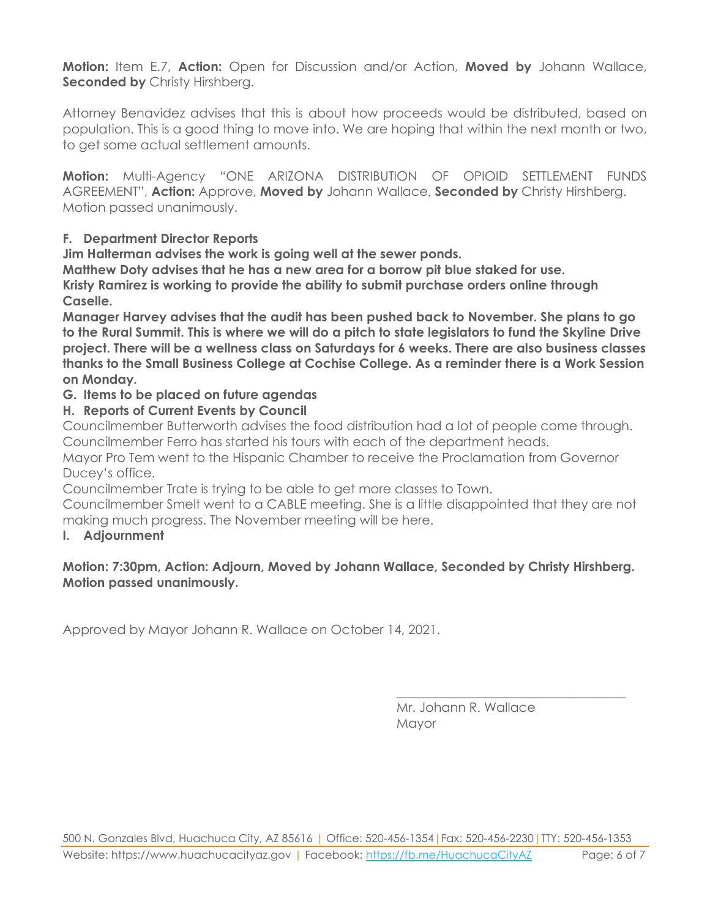**Motion:** Item E.7, **Action:** Open for Discussion and/or Action, **Moved by** Johann Wallace, **Seconded by** Christy Hirshberg.

Attorney Benavidez advises that this is about how proceeds would be distributed, based on population. This is a good thing to move into. We are hoping that within the next month or two, to get some actual settlement amounts.

**Motion:** Multi-Agency "ONE ARIZONA DISTRIBUTION OF OPIOID SETTLEMENT FUNDS AGREEMENT", **Action:** Approve, **Moved by** Johann Wallace, **Seconded by** Christy Hirshberg. Motion passed unanimously.

**F. Department Director Reports**

**Jim Halterman advises the work is going well at the sewer ponds.**
**Matthew Doty advises that he has a new area for a borrow pit blue staked for use.**
**Kristy Ramirez is working to provide the ability to submit purchase orders online through Caselle.**
**Manager Harvey advises that the audit has been pushed back to November. She plans to go to the Rural Summit. This is where we will do a pitch to state legislators to fund the Skyline Drive project. There will be a wellness class on Saturdays for 6 weeks. There are also business classes thanks to the Small Business College at Cochise College. As a reminder there is a Work Session on Monday.**

**G. Items to be placed on future agendas**

**H. Reports of Current Events by Council**

Councilmember Butterworth advises the food distribution had a lot of people come through.
Councilmember Ferro has started his tours with each of the department heads.
Mayor Pro Tem went to the Hispanic Chamber to receive the Proclamation from Governor Ducey's office.
Councilmember Trate is trying to be able to get more classes to Town.
Councilmember Smelt went to a CABLE meeting. She is a little disappointed that they are not making much progress. The November meeting will be here.

**I. Adjournment**

**Motion: 7:30pm, Action: Adjourn, Moved by Johann Wallace, Seconded by Christy Hirshberg. Motion passed unanimously.**

Approved by Mayor Johann R. Wallace on October 14, 2021.

\_\_\_\_\_\_\_\_\_\_\_\_\_\_\_\_\_\_\_\_\_\_\_\_\_\_\_\_\_\_\_\_\_\_\_\_

Mr. Johann R. Wallace
Mayor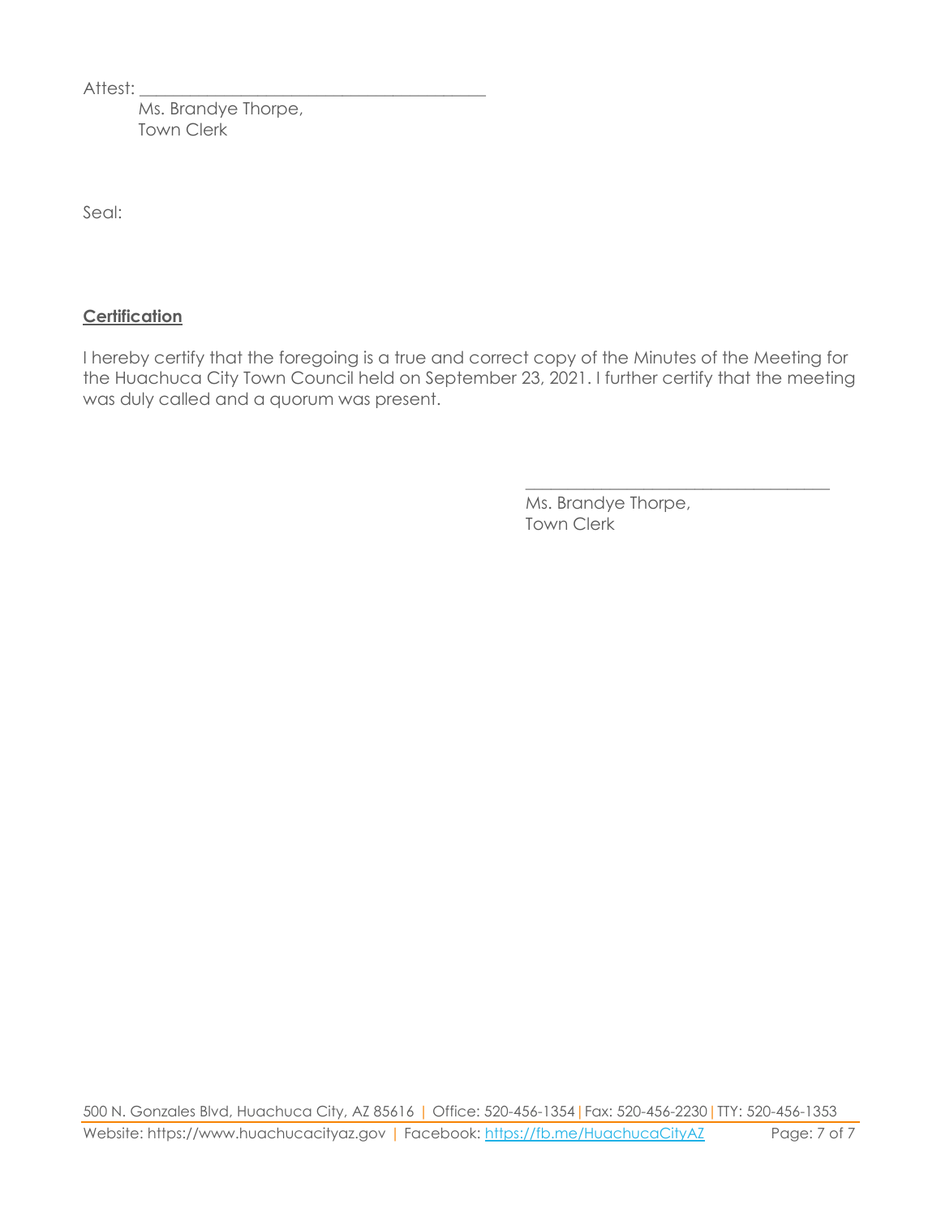Attest: ___________________________________________

Ms. Brandye Thorpe,
Town Clerk

Seal:

**Certification**

I hereby certify that the foregoing is a true and correct copy of the Minutes of the Meeting for the Huachuca City Town Council held on September 23, 2021. I further certify that the meeting was duly called and a quorum was present.

_____________________________________

Ms. Brandye Thorpe,
Town Clerk